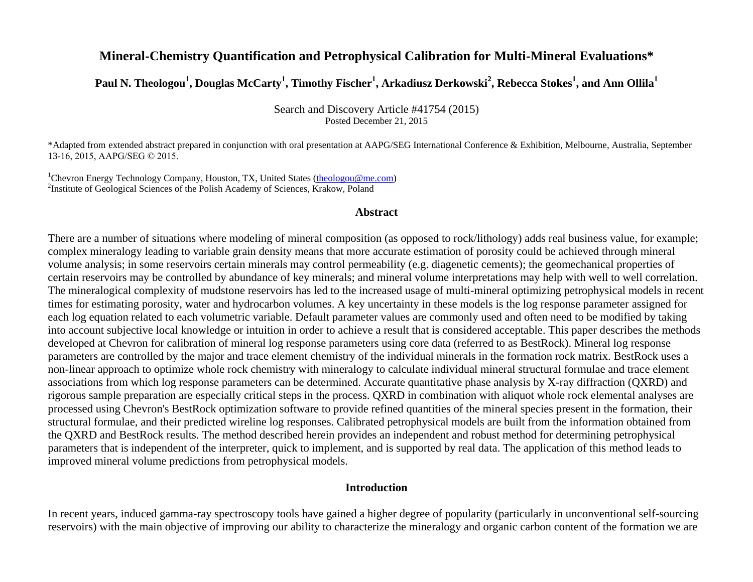# Mineral-Chemistry Quantification and Petrophysical Calibration for Multi-Mineral Evaluations*

**Paul N. Theologou[1], Douglas McCarty[1], Timothy Fischer[1], Arkadiusz Derkowski[2], Rebecca Stokes[1], and Ann Ollila[1]**

Search and Discovery Article #41754 (2015)
Posted December 21, 2015

*Adapted from extended abstract prepared in conjunction with oral presentation at AAPG/SEG International Conference & Exhibition, Melbourne, Australia, September 13-16, 2015, AAPG/SEG © 2015.

[1]Chevron Energy Technology Company, Houston, TX, United States (theologou@me.com)
[2]Institute of Geological Sciences of the Polish Academy of Sciences, Krakow, Poland

## Abstract

There are a number of situations where modeling of mineral composition (as opposed to rock/lithology) adds real business value, for example; complex mineralogy leading to variable grain density means that more accurate estimation of porosity could be achieved through mineral volume analysis; in some reservoirs certain minerals may control permeability (e.g. diagenetic cements); the geomechanical properties of certain reservoirs may be controlled by abundance of key minerals; and mineral volume interpretations may help with well to well correlation. The mineralogical complexity of mudstone reservoirs has led to the increased usage of multi-mineral optimizing petrophysical models in recent times for estimating porosity, water and hydrocarbon volumes. A key uncertainty in these models is the log response parameter assigned for each log equation related to each volumetric variable. Default parameter values are commonly used and often need to be modified by taking into account subjective local knowledge or intuition in order to achieve a result that is considered acceptable. This paper describes the methods developed at Chevron for calibration of mineral log response parameters using core data (referred to as BestRock). Mineral log response parameters are controlled by the major and trace element chemistry of the individual minerals in the formation rock matrix. BestRock uses a non-linear approach to optimize whole rock chemistry with mineralogy to calculate individual mineral structural formulae and trace element associations from which log response parameters can be determined. Accurate quantitative phase analysis by X-ray diffraction (QXRD) and rigorous sample preparation are especially critical steps in the process. QXRD in combination with aliquot whole rock elemental analyses are processed using Chevron's BestRock optimization software to provide refined quantities of the mineral species present in the formation, their structural formulae, and their predicted wireline log responses. Calibrated petrophysical models are built from the information obtained from the QXRD and BestRock results. The method described herein provides an independent and robust method for determining petrophysical parameters that is independent of the interpreter, quick to implement, and is supported by real data. The application of this method leads to improved mineral volume predictions from petrophysical models.

## Introduction

In recent years, induced gamma-ray spectroscopy tools have gained a higher degree of popularity (particularly in unconventional self-sourcing reservoirs) with the main objective of improving our ability to characterize the mineralogy and organic carbon content of the formation we are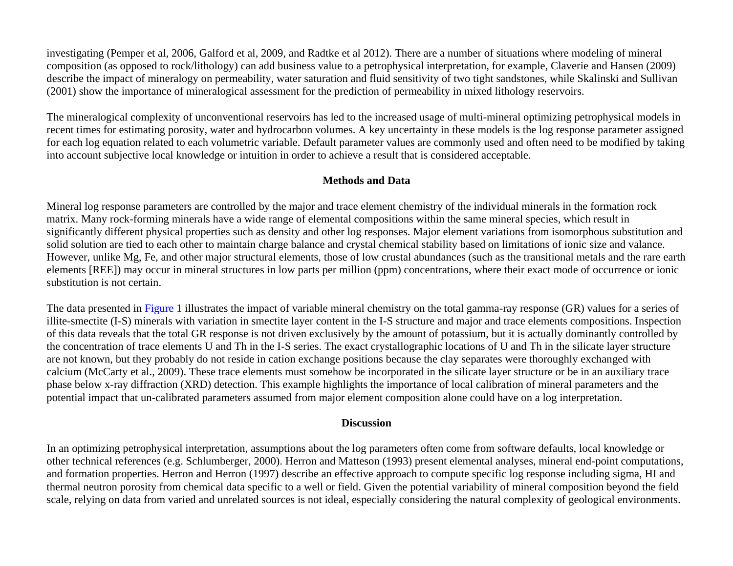investigating (Pemper et al, 2006, Galford et al, 2009, and Radtke et al 2012). There are a number of situations where modeling of mineral composition (as opposed to rock/lithology) can add business value to a petrophysical interpretation, for example, Claverie and Hansen (2009) describe the impact of mineralogy on permeability, water saturation and fluid sensitivity of two tight sandstones, while Skalinski and Sullivan (2001) show the importance of mineralogical assessment for the prediction of permeability in mixed lithology reservoirs.

The mineralogical complexity of unconventional reservoirs has led to the increased usage of multi-mineral optimizing petrophysical models in recent times for estimating porosity, water and hydrocarbon volumes. A key uncertainty in these models is the log response parameter assigned for each log equation related to each volumetric variable. Default parameter values are commonly used and often need to be modified by taking into account subjective local knowledge or intuition in order to achieve a result that is considered acceptable.

## Methods and Data

Mineral log response parameters are controlled by the major and trace element chemistry of the individual minerals in the formation rock matrix. Many rock-forming minerals have a wide range of elemental compositions within the same mineral species, which result in significantly different physical properties such as density and other log responses. Major element variations from isomorphous substitution and solid solution are tied to each other to maintain charge balance and crystal chemical stability based on limitations of ionic size and valance. However, unlike Mg, Fe, and other major structural elements, those of low crustal abundances (such as the transitional metals and the rare earth elements [REE]) may occur in mineral structures in low parts per million (ppm) concentrations, where their exact mode of occurrence or ionic substitution is not certain.

The data presented in Figure 1 illustrates the impact of variable mineral chemistry on the total gamma-ray response (GR) values for a series of illite-smectite (I-S) minerals with variation in smectite layer content in the I-S structure and major and trace elements compositions. Inspection of this data reveals that the total GR response is not driven exclusively by the amount of potassium, but it is actually dominantly controlled by the concentration of trace elements U and Th in the I-S series. The exact crystallographic locations of U and Th in the silicate layer structure are not known, but they probably do not reside in cation exchange positions because the clay separates were thoroughly exchanged with calcium (McCarty et al., 2009). These trace elements must somehow be incorporated in the silicate layer structure or be in an auxiliary trace phase below x-ray diffraction (XRD) detection. This example highlights the importance of local calibration of mineral parameters and the potential impact that un-calibrated parameters assumed from major element composition alone could have on a log interpretation.

## Discussion

In an optimizing petrophysical interpretation, assumptions about the log parameters often come from software defaults, local knowledge or other technical references (e.g. Schlumberger, 2000). Herron and Matteson (1993) present elemental analyses, mineral end-point computations, and formation properties. Herron and Herron (1997) describe an effective approach to compute specific log response including sigma, HI and thermal neutron porosity from chemical data specific to a well or field. Given the potential variability of mineral composition beyond the field scale, relying on data from varied and unrelated sources is not ideal, especially considering the natural complexity of geological environments.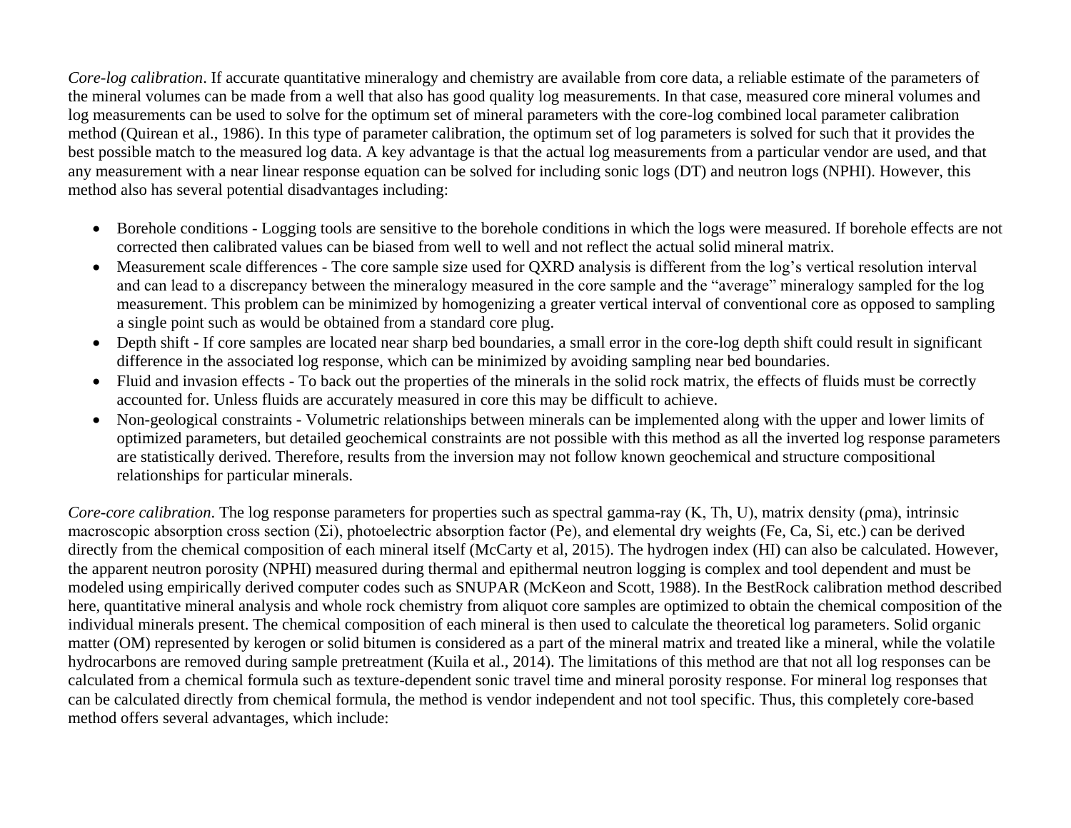*Core-log calibration*. If accurate quantitative mineralogy and chemistry are available from core data, a reliable estimate of the parameters of the mineral volumes can be made from a well that also has good quality log measurements. In that case, measured core mineral volumes and log measurements can be used to solve for the optimum set of mineral parameters with the core-log combined local parameter calibration method (Quirean et al., 1986). In this type of parameter calibration, the optimum set of log parameters is solved for such that it provides the best possible match to the measured log data. A key advantage is that the actual log measurements from a particular vendor are used, and that any measurement with a near linear response equation can be solved for including sonic logs (DT) and neutron logs (NPHI). However, this method also has several potential disadvantages including:

- Borehole conditions - Logging tools are sensitive to the borehole conditions in which the logs were measured. If borehole effects are not corrected then calibrated values can be biased from well to well and not reflect the actual solid mineral matrix.
- Measurement scale differences - The core sample size used for QXRD analysis is different from the log's vertical resolution interval and can lead to a discrepancy between the mineralogy measured in the core sample and the "average" mineralogy sampled for the log measurement. This problem can be minimized by homogenizing a greater vertical interval of conventional core as opposed to sampling a single point such as would be obtained from a standard core plug.
- Depth shift - If core samples are located near sharp bed boundaries, a small error in the core-log depth shift could result in significant difference in the associated log response, which can be minimized by avoiding sampling near bed boundaries.
- Fluid and invasion effects - To back out the properties of the minerals in the solid rock matrix, the effects of fluids must be correctly accounted for. Unless fluids are accurately measured in core this may be difficult to achieve.
- Non-geological constraints - Volumetric relationships between minerals can be implemented along with the upper and lower limits of optimized parameters, but detailed geochemical constraints are not possible with this method as all the inverted log response parameters are statistically derived. Therefore, results from the inversion may not follow known geochemical and structure compositional relationships for particular minerals.

*Core-core calibration*. The log response parameters for properties such as spectral gamma-ray (K, Th, U), matrix density ($\rho ma$), intrinsic macroscopic absorption cross section ($\Sigma i$), photoelectric absorption factor (Pe), and elemental dry weights (Fe, Ca, Si, etc.) can be derived directly from the chemical composition of each mineral itself (McCarty et al, 2015). The hydrogen index (HI) can also be calculated. However, the apparent neutron porosity (NPHI) measured during thermal and epithermal neutron logging is complex and tool dependent and must be modeled using empirically derived computer codes such as SNUPAR (McKeon and Scott, 1988). In the BestRock calibration method described here, quantitative mineral analysis and whole rock chemistry from aliquot core samples are optimized to obtain the chemical composition of the individual minerals present. The chemical composition of each mineral is then used to calculate the theoretical log parameters. Solid organic matter (OM) represented by kerogen or solid bitumen is considered as a part of the mineral matrix and treated like a mineral, while the volatile hydrocarbons are removed during sample pretreatment (Kuila et al., 2014). The limitations of this method are that not all log responses can be calculated from a chemical formula such as texture-dependent sonic travel time and mineral porosity response. For mineral log responses that can be calculated directly from chemical formula, the method is vendor independent and not tool specific. Thus, this completely core-based method offers several advantages, which include: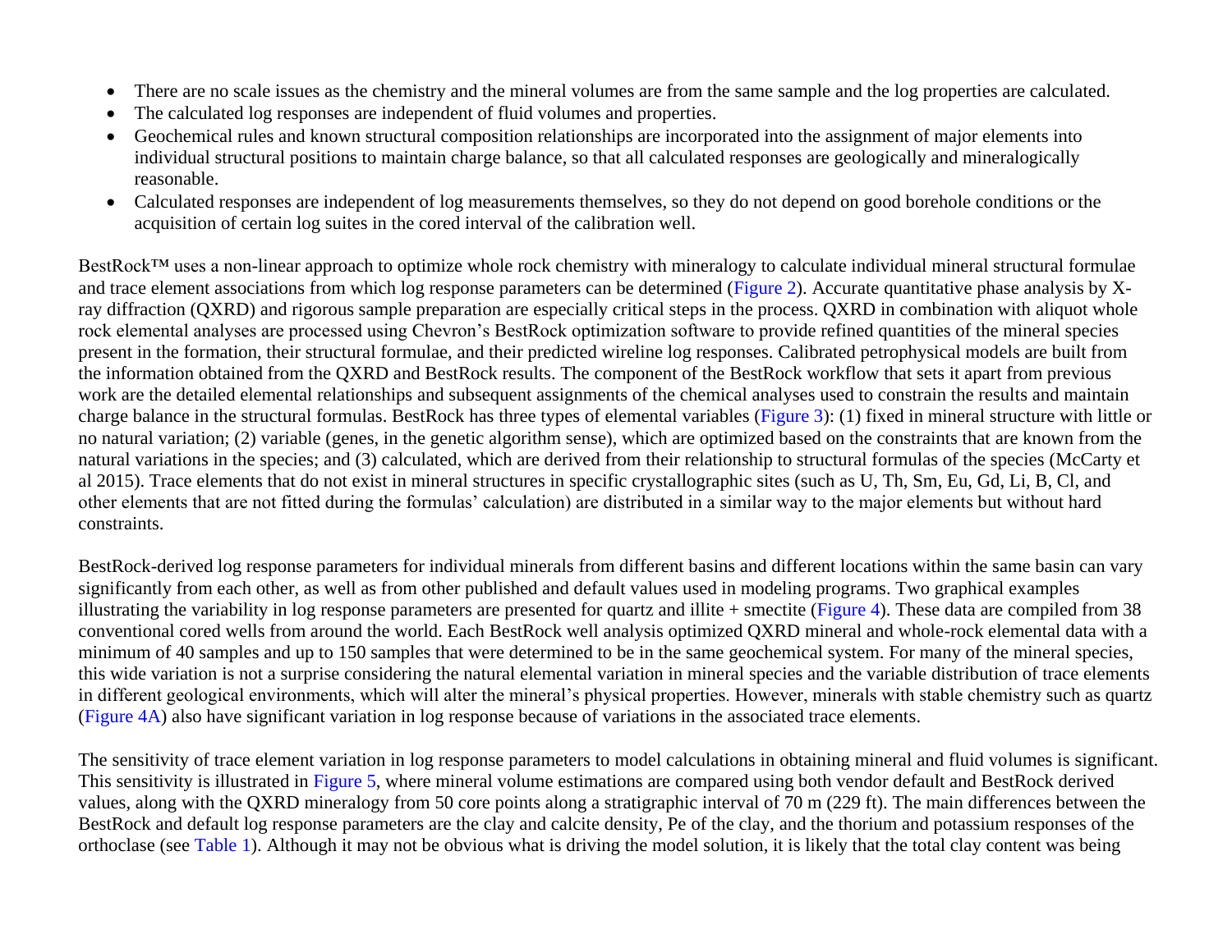- There are no scale issues as the chemistry and the mineral volumes are from the same sample and the log properties are calculated.
- The calculated log responses are independent of fluid volumes and properties.
- Geochemical rules and known structural composition relationships are incorporated into the assignment of major elements into individual structural positions to maintain charge balance, so that all calculated responses are geologically and mineralogically reasonable.
- Calculated responses are independent of log measurements themselves, so they do not depend on good borehole conditions or the acquisition of certain log suites in the cored interval of the calibration well.

BestRock™ uses a non-linear approach to optimize whole rock chemistry with mineralogy to calculate individual mineral structural formulae and trace element associations from which log response parameters can be determined (Figure 2). Accurate quantitative phase analysis by X-ray diffraction (QXRD) and rigorous sample preparation are especially critical steps in the process. QXRD in combination with aliquot whole rock elemental analyses are processed using Chevron's BestRock optimization software to provide refined quantities of the mineral species present in the formation, their structural formulae, and their predicted wireline log responses. Calibrated petrophysical models are built from the information obtained from the QXRD and BestRock results. The component of the BestRock workflow that sets it apart from previous work are the detailed elemental relationships and subsequent assignments of the chemical analyses used to constrain the results and maintain charge balance in the structural formulas. BestRock has three types of elemental variables (Figure 3): (1) fixed in mineral structure with little or no natural variation; (2) variable (genes, in the genetic algorithm sense), which are optimized based on the constraints that are known from the natural variations in the species; and (3) calculated, which are derived from their relationship to structural formulas of the species (McCarty et al 2015). Trace elements that do not exist in mineral structures in specific crystallographic sites (such as U, Th, Sm, Eu, Gd, Li, B, Cl, and other elements that are not fitted during the formulas' calculation) are distributed in a similar way to the major elements but without hard constraints.

BestRock-derived log response parameters for individual minerals from different basins and different locations within the same basin can vary significantly from each other, as well as from other published and default values used in modeling programs. Two graphical examples illustrating the variability in log response parameters are presented for quartz and illite + smectite (Figure 4). These data are compiled from 38 conventional cored wells from around the world. Each BestRock well analysis optimized QXRD mineral and whole-rock elemental data with a minimum of 40 samples and up to 150 samples that were determined to be in the same geochemical system. For many of the mineral species, this wide variation is not a surprise considering the natural elemental variation in mineral species and the variable distribution of trace elements in different geological environments, which will alter the mineral's physical properties. However, minerals with stable chemistry such as quartz (Figure 4A) also have significant variation in log response because of variations in the associated trace elements.

The sensitivity of trace element variation in log response parameters to model calculations in obtaining mineral and fluid volumes is significant. This sensitivity is illustrated in Figure 5, where mineral volume estimations are compared using both vendor default and BestRock derived values, along with the QXRD mineralogy from 50 core points along a stratigraphic interval of 70 m (229 ft). The main differences between the BestRock and default log response parameters are the clay and calcite density, Pe of the clay, and the thorium and potassium responses of the orthoclase (see Table 1). Although it may not be obvious what is driving the model solution, it is likely that the total clay content was being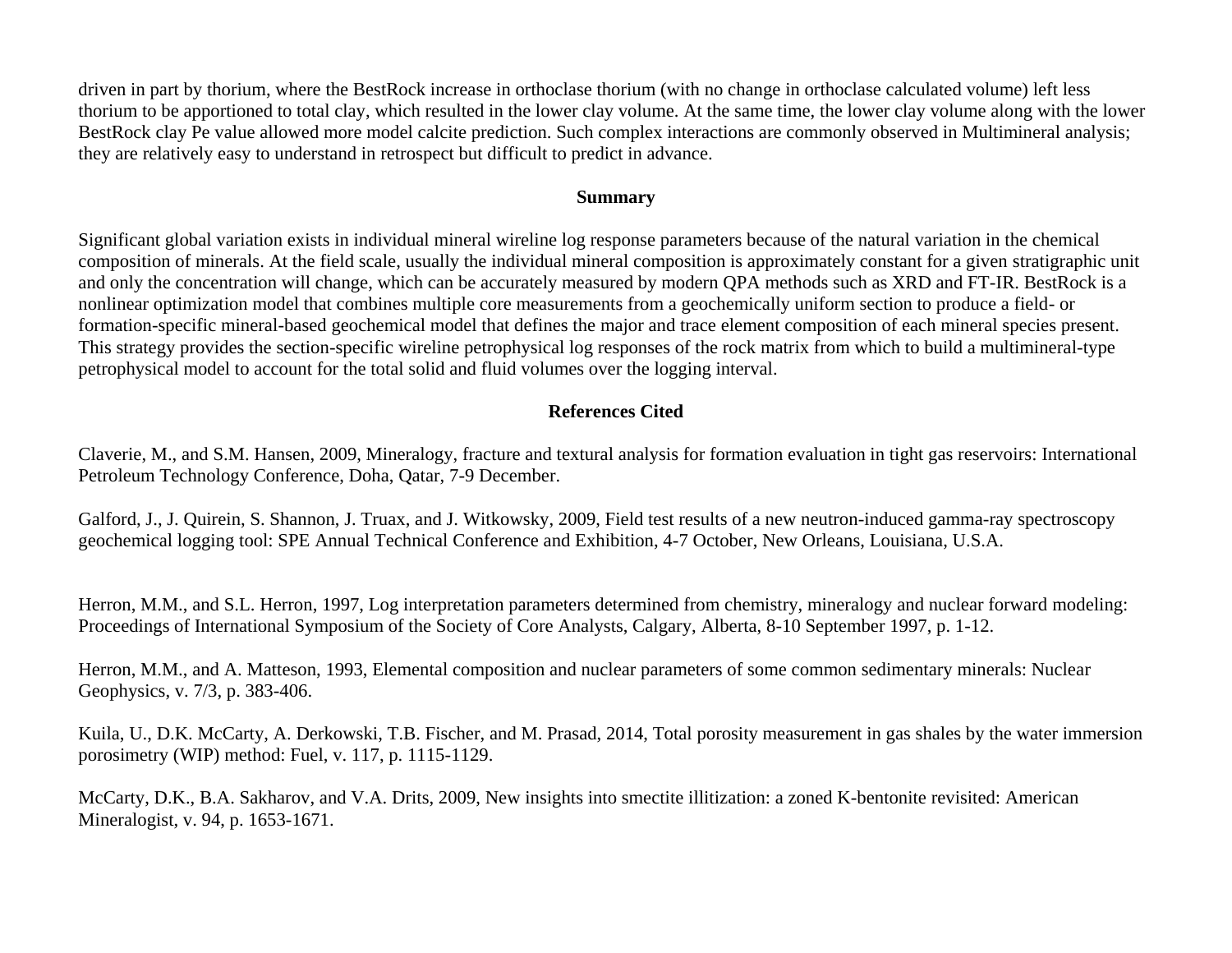driven in part by thorium, where the BestRock increase in orthoclase thorium (with no change in orthoclase calculated volume) left less thorium to be apportioned to total clay, which resulted in the lower clay volume. At the same time, the lower clay volume along with the lower BestRock clay Pe value allowed more model calcite prediction. Such complex interactions are commonly observed in Multimineral analysis; they are relatively easy to understand in retrospect but difficult to predict in advance.

## Summary

Significant global variation exists in individual mineral wireline log response parameters because of the natural variation in the chemical composition of minerals. At the field scale, usually the individual mineral composition is approximately constant for a given stratigraphic unit and only the concentration will change, which can be accurately measured by modern QPA methods such as XRD and FT-IR. BestRock is a nonlinear optimization model that combines multiple core measurements from a geochemically uniform section to produce a field- or formation-specific mineral-based geochemical model that defines the major and trace element composition of each mineral species present. This strategy provides the section-specific wireline petrophysical log responses of the rock matrix from which to build a multimineral-type petrophysical model to account for the total solid and fluid volumes over the logging interval.

## References Cited

Claverie, M., and S.M. Hansen, 2009, Mineralogy, fracture and textural analysis for formation evaluation in tight gas reservoirs: International Petroleum Technology Conference, Doha, Qatar, 7-9 December.

Galford, J., J. Quirein, S. Shannon, J. Truax, and J. Witkowsky, 2009, Field test results of a new neutron-induced gamma-ray spectroscopy geochemical logging tool: SPE Annual Technical Conference and Exhibition, 4-7 October, New Orleans, Louisiana, U.S.A.

Herron, M.M., and S.L. Herron, 1997, Log interpretation parameters determined from chemistry, mineralogy and nuclear forward modeling: Proceedings of International Symposium of the Society of Core Analysts, Calgary, Alberta, 8-10 September 1997, p. 1-12.

Herron, M.M., and A. Matteson, 1993, Elemental composition and nuclear parameters of some common sedimentary minerals: Nuclear Geophysics, v. 7/3, p. 383-406.

Kuila, U., D.K. McCarty, A. Derkowski, T.B. Fischer, and M. Prasad, 2014, Total porosity measurement in gas shales by the water immersion porosimetry (WIP) method: Fuel, v. 117, p. 1115-1129.

McCarty, D.K., B.A. Sakharov, and V.A. Drits, 2009, New insights into smectite illitization: a zoned K-bentonite revisited: American Mineralogist, v. 94, p. 1653-1671.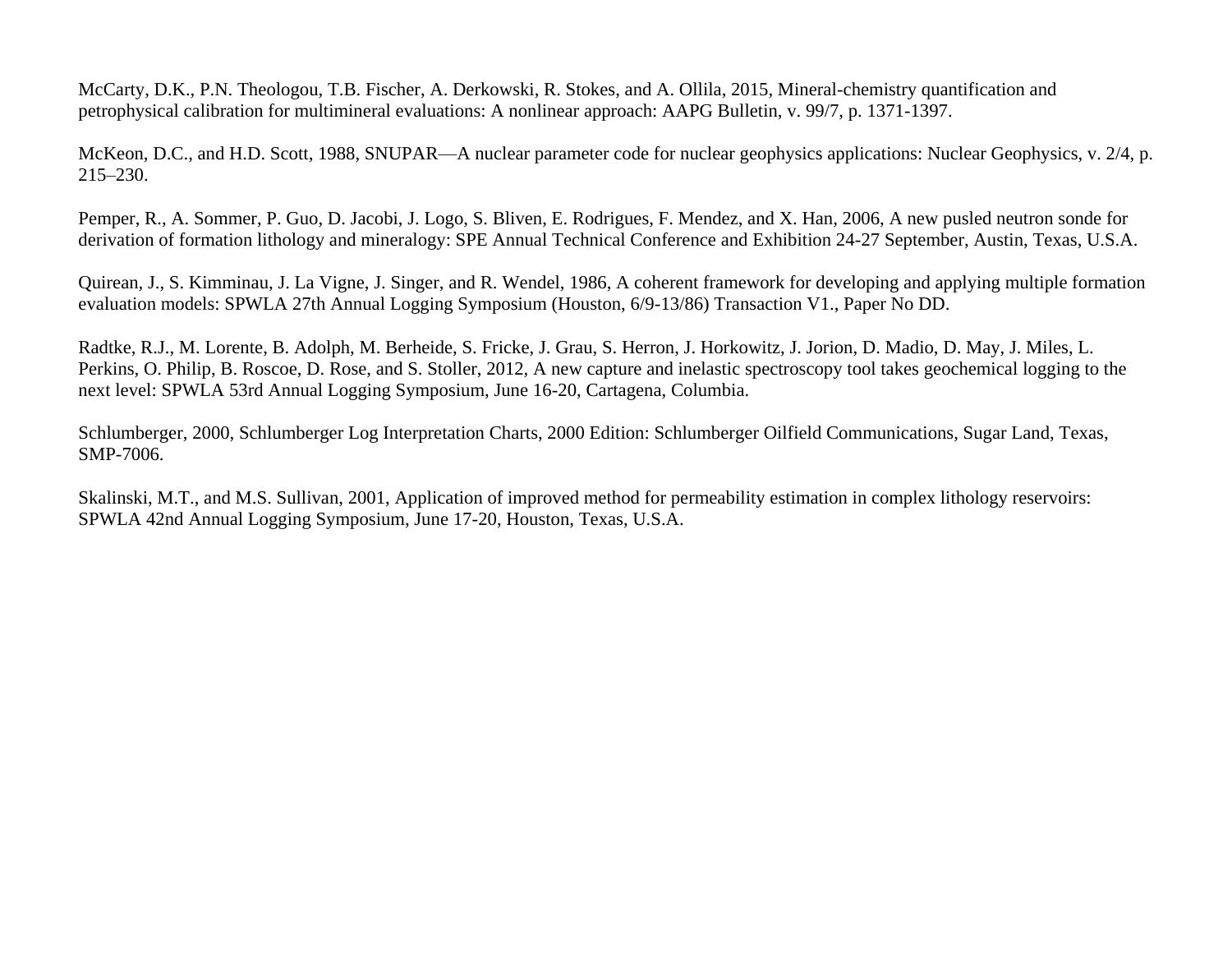McCarty, D.K., P.N. Theologou, T.B. Fischer, A. Derkowski, R. Stokes, and A. Ollila, 2015, Mineral-chemistry quantification and petrophysical calibration for multimineral evaluations: A nonlinear approach: AAPG Bulletin, v. 99/7, p. 1371-1397.

McKeon, D.C., and H.D. Scott, 1988, SNUPAR—A nuclear parameter code for nuclear geophysics applications: Nuclear Geophysics, v. 2/4, p. 215–230.

Pemper, R., A. Sommer, P. Guo, D. Jacobi, J. Logo, S. Bliven, E. Rodrigues, F. Mendez, and X. Han, 2006, A new pusled neutron sonde for derivation of formation lithology and mineralogy: SPE Annual Technical Conference and Exhibition 24-27 September, Austin, Texas, U.S.A.

Quirean, J., S. Kimminau, J. La Vigne, J. Singer, and R. Wendel, 1986, A coherent framework for developing and applying multiple formation evaluation models: SPWLA 27th Annual Logging Symposium (Houston, 6/9-13/86) Transaction V1., Paper No DD.

Radtke, R.J., M. Lorente, B. Adolph, M. Berheide, S. Fricke, J. Grau, S. Herron, J. Horkowitz, J. Jorion, D. Madio, D. May, J. Miles, L. Perkins, O. Philip, B. Roscoe, D. Rose, and S. Stoller, 2012, A new capture and inelastic spectroscopy tool takes geochemical logging to the next level: SPWLA 53rd Annual Logging Symposium, June 16-20, Cartagena, Columbia.

Schlumberger, 2000, Schlumberger Log Interpretation Charts, 2000 Edition: Schlumberger Oilfield Communications, Sugar Land, Texas, SMP-7006.

Skalinski, M.T., and M.S. Sullivan, 2001, Application of improved method for permeability estimation in complex lithology reservoirs: SPWLA 42nd Annual Logging Symposium, June 17-20, Houston, Texas, U.S.A.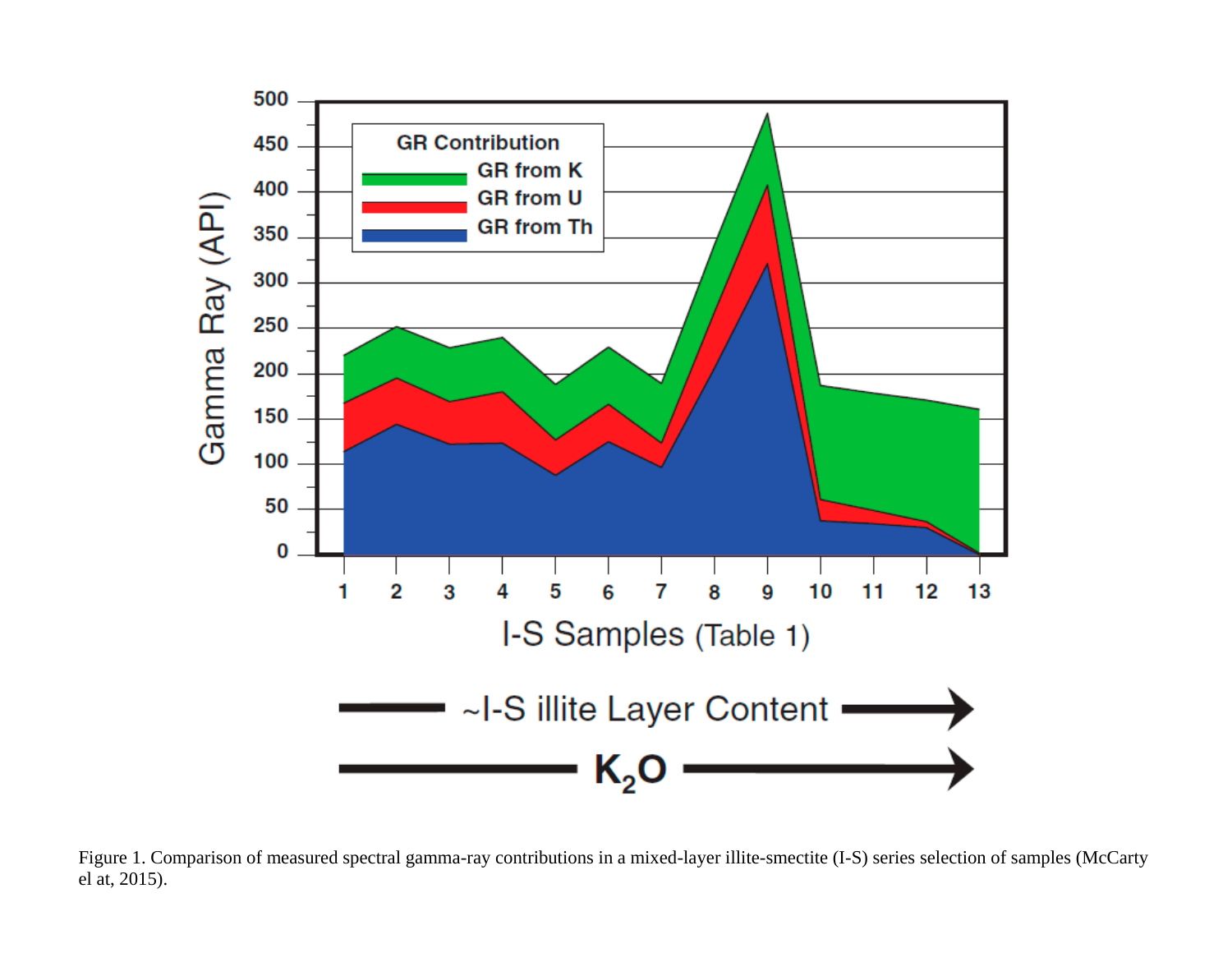Figure 1. Comparison of measured spectral gamma-ray contributions in a mixed-layer illite-smectite (I-S) series selection of samples (McCarty el at, 2015).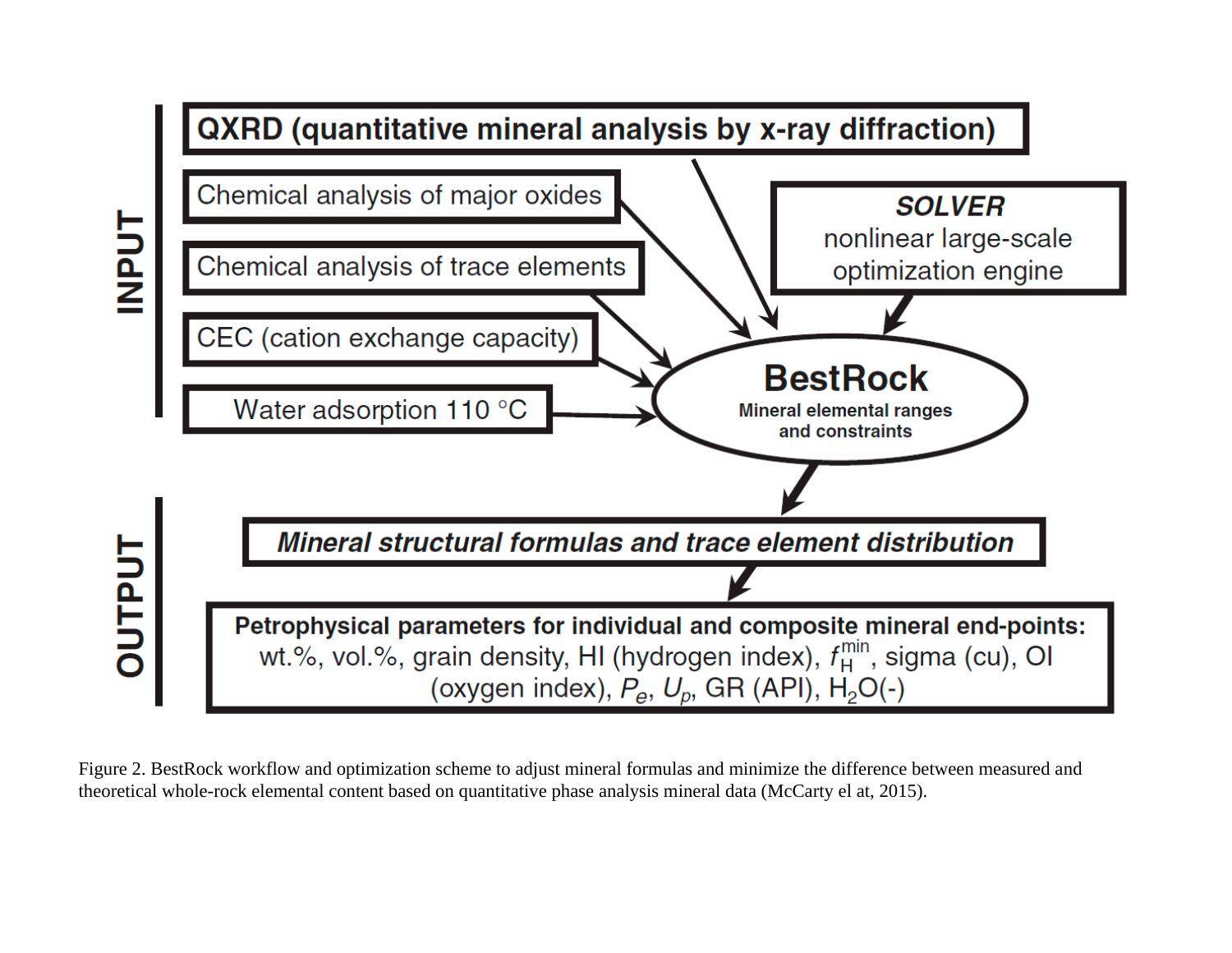**INPUT**

**QXRD (quantitative mineral analysis by x-ray diffraction)**

Chemical analysis of major oxides

Chemical analysis of trace elements

CEC (cation exchange capacity)

Water adsorption 110 °C

***SOLVER***
nonlinear large-scale optimization engine

**BestRock**
**Mineral elemental ranges and constraints**

**OUTPUT**

***Mineral structural formulas and trace element distribution***

**Petrophysical parameters for individual and composite mineral end-points:**
wt.%, vol.%, grain density, HI (hydrogen index), $f_H^{min}$, sigma (cu), OI (oxygen index), $P_e$, $U_p$, GR (API), $H_2O(-)$

Figure 2. BestRock workflow and optimization scheme to adjust mineral formulas and minimize the difference between measured and theoretical whole-rock elemental content based on quantitative phase analysis mineral data (McCarty el at, 2015).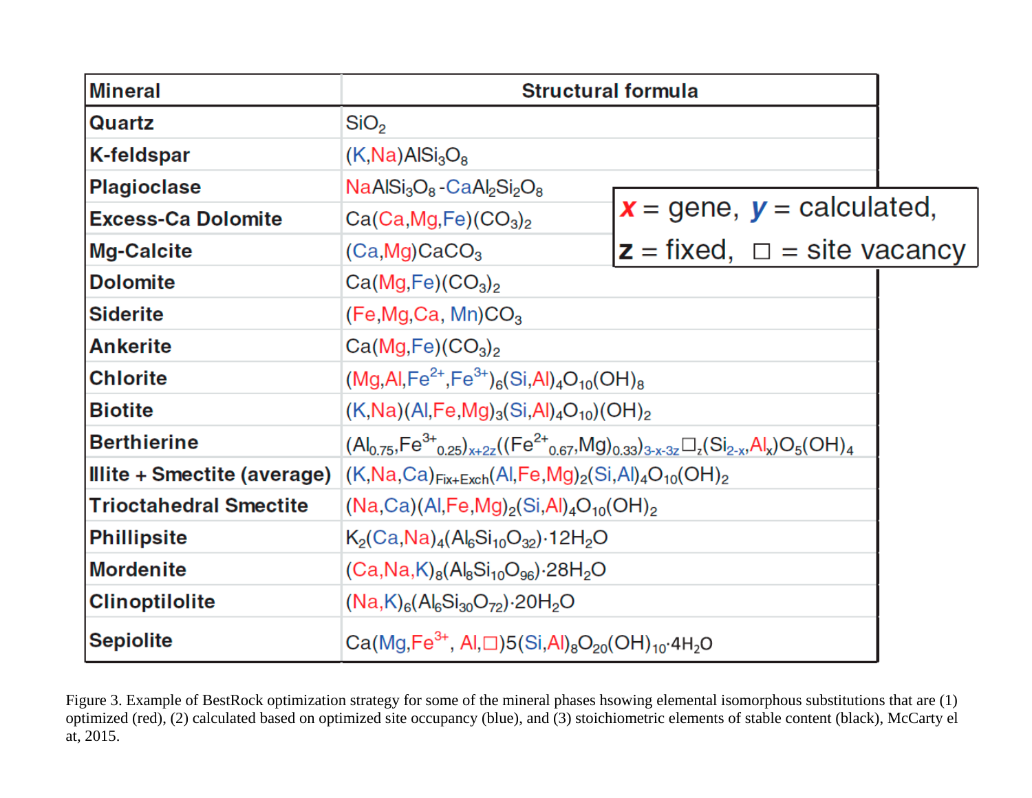| Mineral | Structural formula |
|---|---|
| Quartz | $SiO_2$ |
| K-feldspar | $(K,Na)AlSi_3O_8$ |
| Plagioclase | $NaAlSi_3O_8$ - $CaAl_2Si_2O_8$ |
| Excess-Ca Dolomite | $Ca(Ca,Mg,Fe)(CO_3)_2$ |
| Mg-Calcite | $(Ca,Mg)CaCO_3$ |
| Dolomite | $Ca(Mg,Fe)(CO_3)_2$ |
| Siderite | $(Fe,Mg,Ca, Mn)CO_3$ |
| Ankerite | $Ca(Mg,Fe)(CO_3)_2$ |
| Chlorite | $(Mg,Al,Fe^{2+},Fe^{3+})_6(Si,Al)_4O_{10}(OH)_8$ |
| Biotite | $(K,Na)(Al,Fe,Mg)_3(Si,Al)_4O_{10})(OH)_2$ |
| Berthierine | $(Al_{0.75},Fe^{3+}_{0.25})_{x+2z}((Fe^{2+}_{0.67},Mg)_{0.33})_{3-x-3z}\square_z(Si_{2-x},Al_x)O_5(OH)_4$ |
| Illite + Smectite (average) | $(K,Na,Ca)_{Fix+Exch}(Al,Fe,Mg)_2(Si,Al)_4O_{10}(OH)_2$ |
| Trioctahedral Smectite | $(Na,Ca)(Al,Fe,Mg)_2(Si,Al)_4O_{10}(OH)_2$ |
| Phillipsite | $K_2(Ca,Na)_4(Al_6Si_{10}O_{32})\cdot 12H_2O$ |
| Mordenite | $(Ca,Na,K)_8(Al_8Si_{10}O_{96})\cdot 28H_2O$ |
| Clinoptilolite | $(Na,K)_6(Al_6Si_{30}O_{72})\cdot 20H_2O$ |
| Sepiolite | $Ca(Mg,Fe^{3+}, Al,\square)5(Si,Al)_8O_{20}(OH)_{10}\cdot 4H_2O$ |

**x** = gene, **y** = calculated, **z** = fixed, □ = site vacancy

Figure 3. Example of BestRock optimization strategy for some of the mineral phases hsowing elemental isomorphous substitutions that are (1) optimized (red), (2) calculated based on optimized site occupancy (blue), and (3) stoichiometric elements of stable content (black), McCarty el at, 2015.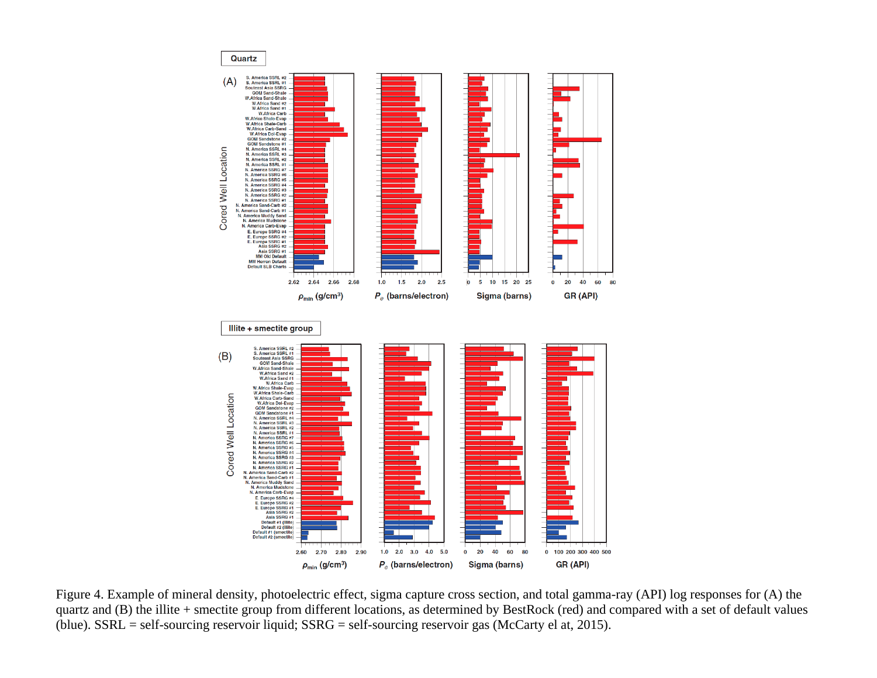Figure 4. Example of mineral density, photoelectric effect, sigma capture cross section, and total gamma-ray (API) log responses for (A) the quartz and (B) the illite + smectite group from different locations, as determined by BestRock (red) and compared with a set of default values (blue). SSRL = self-sourcing reservoir liquid; SSRG = self-sourcing reservoir gas (McCarty el at, 2015).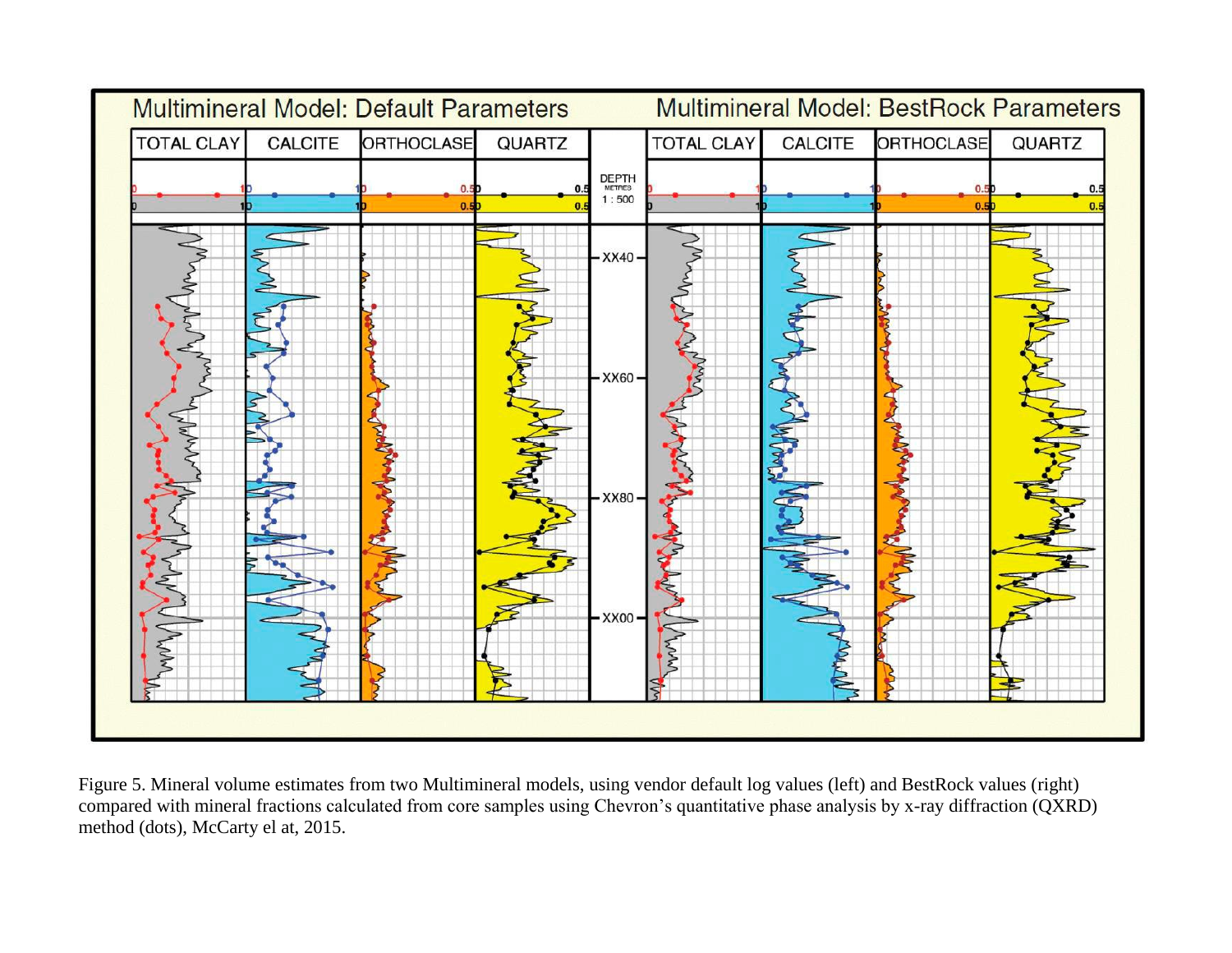Figure 5. Mineral volume estimates from two Multimineral models, using vendor default log values (left) and BestRock values (right) compared with mineral fractions calculated from core samples using Chevron's quantitative phase analysis by x-ray diffraction (QXRD) method (dots), McCarty el at, 2015.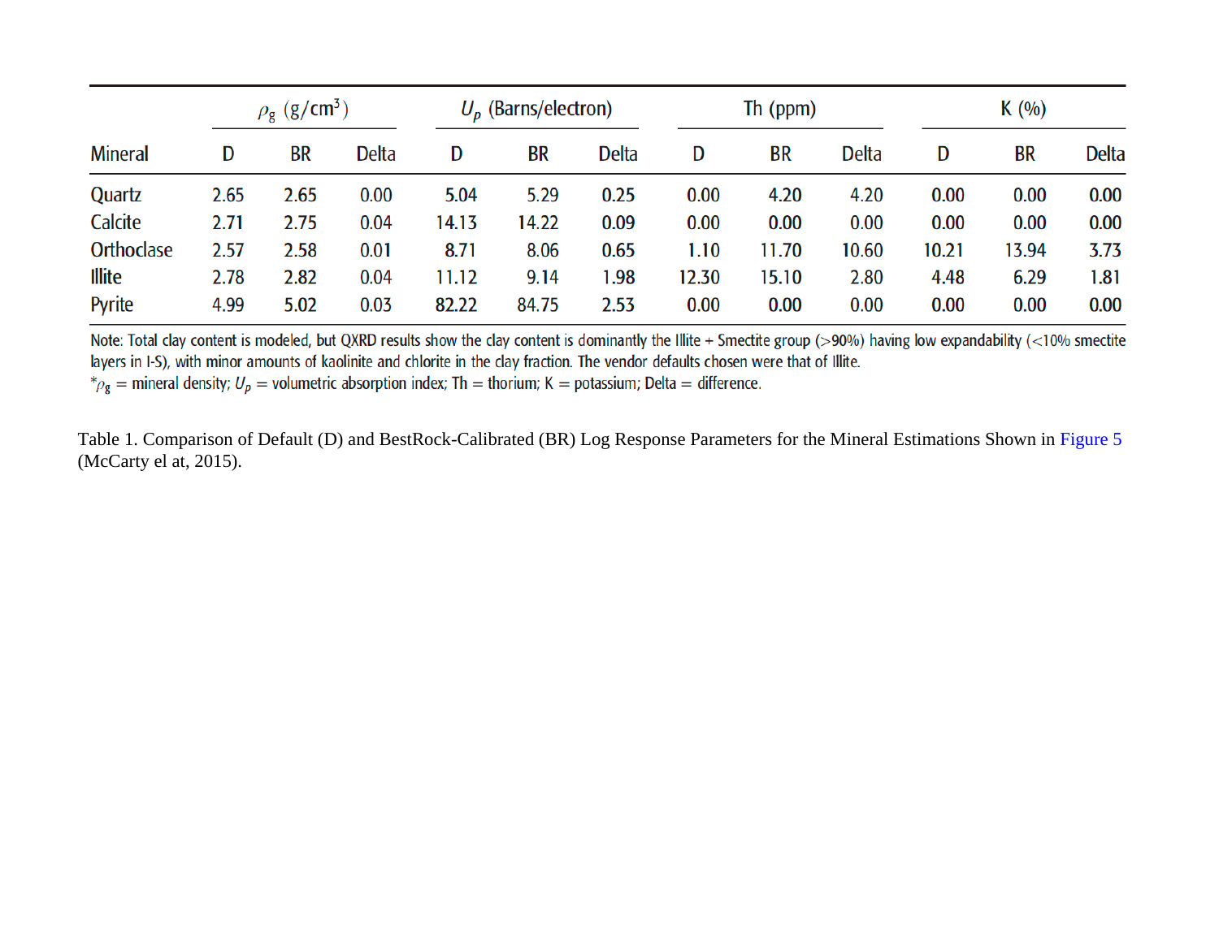| | $\rho_g$ (g/cm$^3$) | | | $U_p$ (Barns/electron) | | | Th (ppm) | | | K (%) | | |
|---|---|---|---|---|---|---|---|---|---|---|---|---|
| Mineral | D | BR | Delta | D | BR | Delta | D | BR | Delta | D | BR | Delta |
| Quartz | 2.65 | 2.65 | 0.00 | 5.04 | 5.29 | 0.25 | 0.00 | 4.20 | 4.20 | 0.00 | 0.00 | 0.00 |
| Calcite | 2.71 | 2.75 | 0.04 | 14.13 | 14.22 | 0.09 | 0.00 | 0.00 | 0.00 | 0.00 | 0.00 | 0.00 |
| Orthoclase | 2.57 | 2.58 | 0.01 | 8.71 | 8.06 | 0.65 | 1.10 | 11.70 | 10.60 | 10.21 | 13.94 | 3.73 |
| Illite | 2.78 | 2.82 | 0.04 | 11.12 | 9.14 | 1.98 | 12.30 | 15.10 | 2.80 | 4.48 | 6.29 | 1.81 |
| Pyrite | 4.99 | 5.02 | 0.03 | 82.22 | 84.75 | 2.53 | 0.00 | 0.00 | 0.00 | 0.00 | 0.00 | 0.00 |

Note: Total clay content is modeled, but QXRD results show the clay content is dominantly the Illite + Smectite group (>90%) having low expandability (<10% smectite layers in I-S), with minor amounts of kaolinite and chlorite in the clay fraction. The vendor defaults chosen were that of Illite.

*$\rho_g$ = mineral density; $U_p$ = volumetric absorption index; Th = thorium; K = potassium; Delta = difference.

Table 1. Comparison of Default (D) and BestRock-Calibrated (BR) Log Response Parameters for the Mineral Estimations Shown in Figure 5 (McCarty el at, 2015).